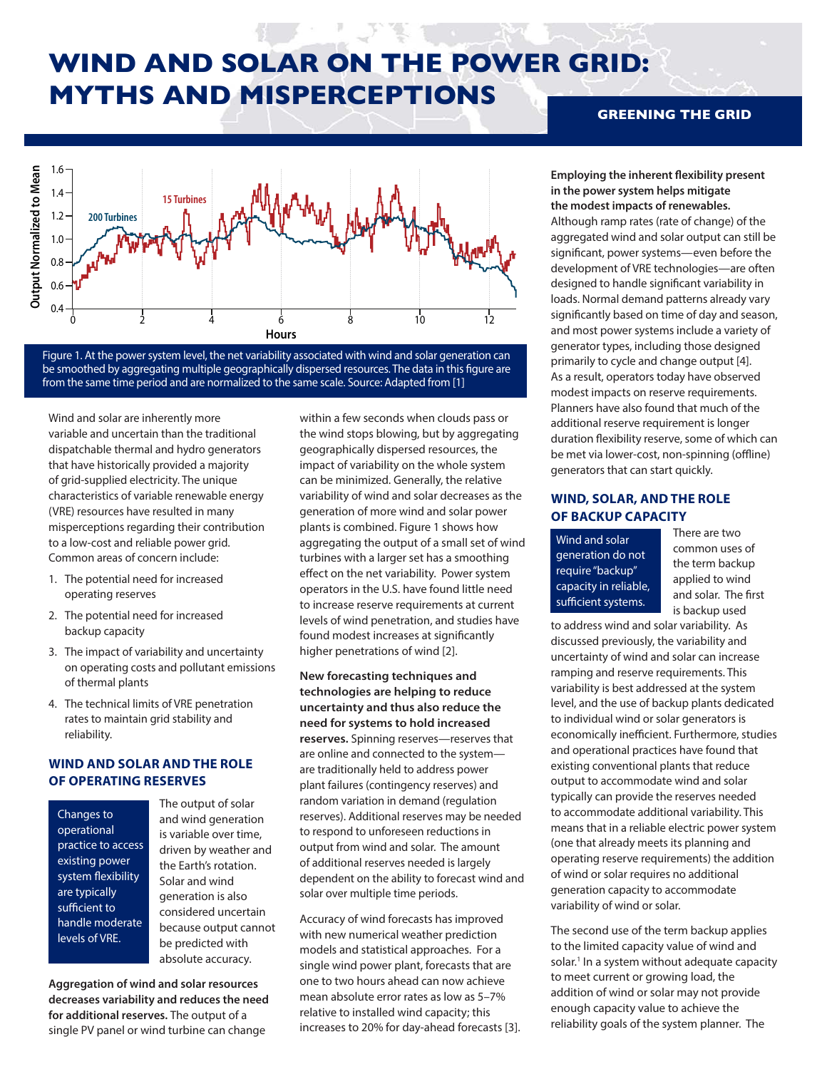# WIND AND SOLAR ON THE POWER GRID: MYTHS AND MISPERCEPTIONS

**GREENING THE GRID**

Figure 1. At the power system level, the net variability associated with wind and solar generation can be smoothed by aggregating multiple geographically dispersed resources. The data in this figure are from the same time period and are normalized to the same scale. Source: Adapted from [1]

Wind and solar are inherently more variable and uncertain than the traditional dispatchable thermal and hydro generators that have historically provided a majority of grid-supplied electricity. The unique characteristics of variable renewable energy (VRE) resources have resulted in many misperceptions regarding their contribution to a low-cost and reliable power grid. Common areas of concern include:

1. The potential need for increased operating reserves
2. The potential need for increased backup capacity
3. The impact of variability and uncertainty on operating costs and pollutant emissions of thermal plants
4. The technical limits of VRE penetration rates to maintain grid stability and reliability.

## WIND AND SOLAR AND THE ROLE OF OPERATING RESERVES

> Changes to operational practice to access existing power system flexibility are typically sufficient to handle moderate levels of VRE.

The output of solar and wind generation is variable over time, driven by weather and the Earth's rotation. Solar and wind generation is also considered uncertain because output cannot be predicted with absolute accuracy.

**Aggregation of wind and solar resources decreases variability and reduces the need for additional reserves.** The output of a single PV panel or wind turbine can change within a few seconds when clouds pass or the wind stops blowing, but by aggregating geographically dispersed resources, the impact of variability on the whole system can be minimized. Generally, the relative variability of wind and solar decreases as the generation of more wind and solar power plants is combined. Figure 1 shows how aggregating the output of a small set of wind turbines with a larger set has a smoothing effect on the net variability. Power system operators in the U.S. have found little need to increase reserve requirements at current levels of wind penetration, and studies have found modest increases at significantly higher penetrations of wind [2].

**New forecasting techniques and technologies are helping to reduce uncertainty and thus also reduce the need for systems to hold increased reserves.** Spinning reserves—reserves that are online and connected to the system—are traditionally held to address power plant failures (contingency reserves) and random variation in demand (regulation reserves). Additional reserves may be needed to respond to unforeseen reductions in output from wind and solar. The amount of additional reserves needed is largely dependent on the ability to forecast wind and solar over multiple time periods.

Accuracy of wind forecasts has improved with new numerical weather prediction models and statistical approaches. For a single wind power plant, forecasts that are one to two hours ahead can now achieve mean absolute error rates as low as 5–7% relative to installed wind capacity; this increases to 20% for day-ahead forecasts [3].

**Employing the inherent flexibility present in the power system helps mitigate the modest impacts of renewables.** Although ramp rates (rate of change) of the aggregated wind and solar output can still be significant, power systems—even before the development of VRE technologies—are often designed to handle significant variability in loads. Normal demand patterns already vary significantly based on time of day and season, and most power systems include a variety of generator types, including those designed primarily to cycle and change output [4]. As a result, operators today have observed modest impacts on reserve requirements. Planners have also found that much of the additional reserve requirement is longer duration flexibility reserve, some of which can be met via lower-cost, non-spinning (offline) generators that can start quickly.

## WIND, SOLAR, AND THE ROLE OF BACKUP CAPACITY

> Wind and solar generation do not require "backup" capacity in reliable, sufficient systems.

There are two common uses of the term backup applied to wind and solar. The first is backup used to address wind and solar variability. As discussed previously, the variability and uncertainty of wind and solar can increase ramping and reserve requirements. This variability is best addressed at the system level, and the use of backup plants dedicated to individual wind or solar generators is economically inefficient. Furthermore, studies and operational practices have found that existing conventional plants that reduce output to accommodate wind and solar typically can provide the reserves needed to accommodate additional variability. This means that in a reliable electric power system (one that already meets its planning and operating reserve requirements) the addition of wind or solar requires no additional generation capacity to accommodate variability of wind or solar.

The second use of the term backup applies to the limited capacity value of wind and solar.[1] In a system without adequate capacity to meet current or growing load, the addition of wind or solar may not provide enough capacity value to achieve the reliability goals of the system planner. The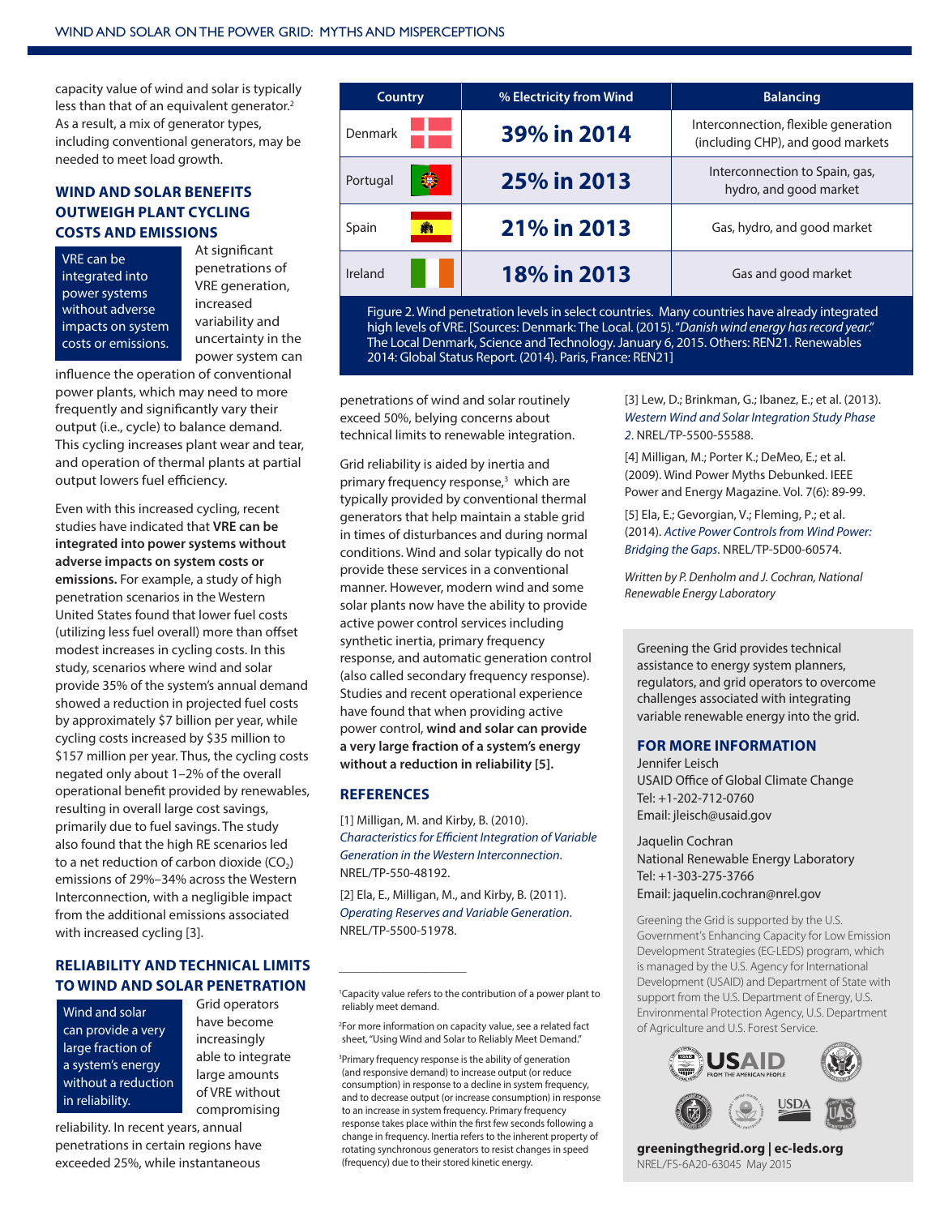capacity value of wind and solar is typically less than that of an equivalent generator.[2] As a result, a mix of generator types, including conventional generators, may be needed to meet load growth.

## WIND AND SOLAR BENEFITS OUTWEIGH PLANT CYCLING COSTS AND EMISSIONS

VRE can be integrated into power systems without adverse impacts on system costs or emissions.

At significant penetrations of VRE generation, increased variability and uncertainty in the power system can influence the operation of conventional power plants, which may need to more frequently and significantly vary their output (i.e., cycle) to balance demand. This cycling increases plant wear and tear, and operation of thermal plants at partial output lowers fuel efficiency.

Even with this increased cycling, recent studies have indicated that **VRE can be integrated into power systems without adverse impacts on system costs or emissions.** For example, a study of high penetration scenarios in the Western United States found that lower fuel costs (utilizing less fuel overall) more than offset modest increases in cycling costs. In this study, scenarios where wind and solar provide 35% of the system's annual demand showed a reduction in projected fuel costs by approximately $7 billion per year, while cycling costs increased by $35 million to $157 million per year. Thus, the cycling costs negated only about 1–2% of the overall operational benefit provided by renewables, resulting in overall large cost savings, primarily due to fuel savings. The study also found that the high RE scenarios led to a net reduction of carbon dioxide ($CO_2$) emissions of 29%–34% across the Western Interconnection, with a negligible impact from the additional emissions associated with increased cycling [3].

## RELIABILITY AND TECHNICAL LIMITS TO WIND AND SOLAR PENETRATION

Wind and solar can provide a very large fraction of a system's energy without a reduction in reliability.

Grid operators have become increasingly able to integrate large amounts of VRE without compromising reliability. In recent years, annual penetrations in certain regions have exceeded 25%, while instantaneous penetrations of wind and solar routinely exceed 50%, belying concerns about technical limits to renewable integration.

| Country | % Electricity from Wind | Balancing |
|---|---|---|
| Denmark | 39% in 2014 | Interconnection, flexible generation (including CHP), and good markets |
| Portugal | 25% in 2013 | Interconnection to Spain, gas, hydro, and good market |
| Spain | 21% in 2013 | Gas, hydro, and good market |
| Ireland | 18% in 2013 | Gas and good market |

Figure 2. Wind penetration levels in select countries. Many countries have already integrated high levels of VRE. [Sources: Denmark: The Local. (2015). "*Danish wind energy has record year.*" The Local Denmark, Science and Technology. January 6, 2015. Others: REN21. Renewables 2014: Global Status Report. (2014). Paris, France: REN21]

Grid reliability is aided by inertia and primary frequency response,[3] which are typically provided by conventional thermal generators that help maintain a stable grid in times of disturbances and during normal conditions. Wind and solar typically do not provide these services in a conventional manner. However, modern wind and some solar plants now have the ability to provide active power control services including synthetic inertia, primary frequency response, and automatic generation control (also called secondary frequency response). Studies and recent operational experience have found that when providing active power control, **wind and solar can provide a very large fraction of a system's energy without a reduction in reliability [5].**

## REFERENCES

[1] Milligan, M. and Kirby, B. (2010). *Characteristics for Efficient Integration of Variable Generation in the Western Interconnection.* NREL/TP-550-48192.

[2] Ela, E., Milligan, M., and Kirby, B. (2011). *Operating Reserves and Variable Generation.* NREL/TP-5500-51978.

[3] Lew, D.; Brinkman, G.; Ibanez, E.; et al. (2013). *Western Wind and Solar Integration Study Phase 2.* NREL/TP-5500-55588.

[4] Milligan, M.; Porter K.; DeMeo, E.; et al. (2009). Wind Power Myths Debunked. IEEE Power and Energy Magazine. Vol. 7(6): 89-99.

[5] Ela, E.; Gevorgian, V.; Fleming, P.; et al. (2014). *Active Power Controls from Wind Power: Bridging the Gaps.* NREL/TP-5D00-60574.

*Written by P. Denholm and J. Cochran, National Renewable Energy Laboratory*

---

[1] Capacity value refers to the contribution of a power plant to reliably meet demand.

[2] For more information on capacity value, see a related fact sheet, "Using Wind and Solar to Reliably Meet Demand."

[3] Primary frequency response is the ability of generation (and responsive demand) to increase output (or reduce consumption) in response to a decline in system frequency, and to decrease output (or increase consumption) in response to an increase in system frequency. Primary frequency response takes place within the first few seconds following a change in frequency. Inertia refers to the inherent property of rotating synchronous generators to resist changes in speed (frequency) due to their stored kinetic energy.

---

Greening the Grid provides technical assistance to energy system planners, regulators, and grid operators to overcome challenges associated with integrating variable renewable energy into the grid.

## FOR MORE INFORMATION

Jennifer Leisch
USAID Office of Global Climate Change
Tel: +1-202-712-0760
Email: jleisch@usaid.gov

Jaquelin Cochran
National Renewable Energy Laboratory
Tel: +1-303-275-3766
Email: jaquelin.cochran@nrel.gov

Greening the Grid is supported by the U.S. Government's Enhancing Capacity for Low Emission Development Strategies (EC-LEDS) program, which is managed by the U.S. Agency for International Development (USAID) and Department of State with support from the U.S. Department of Energy, U.S. Environmental Protection Agency, U.S. Department of Agriculture and U.S. Forest Service.

**greeningthegrid.org | ec-leds.org**
NREL/FS-6A20-63045 May 2015